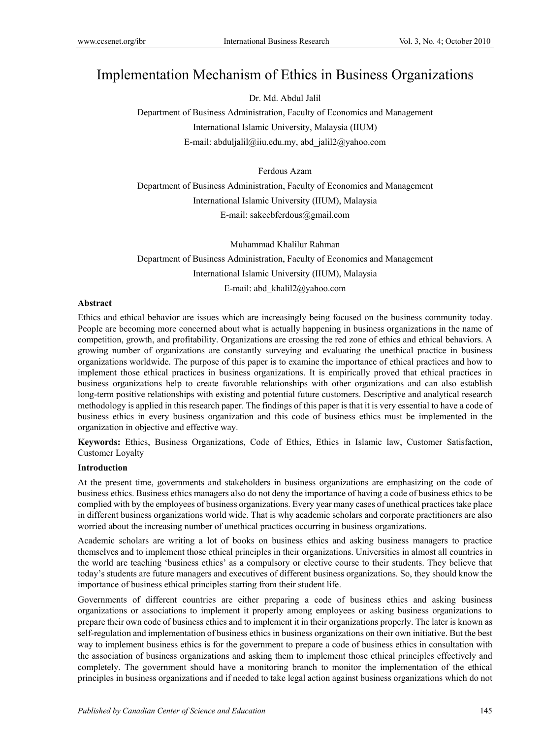# Implementation Mechanism of Ethics in Business Organizations

Dr. Md. Abdul Jalil

Department of Business Administration, Faculty of Economics and Management

International Islamic University, Malaysia (IIUM)

E-mail: abduljalil@iiu.edu.my, abd_jalil2@yahoo.com

Ferdous Azam

Department of Business Administration, Faculty of Economics and Management

International Islamic University (IIUM), Malaysia

E-mail: sakeebferdous@gmail.com

Muhammad Khalilur Rahman

Department of Business Administration, Faculty of Economics and Management

International Islamic University (IIUM), Malaysia

E-mail: abd_khalil2@yahoo.com

## Abstract

Ethics and ethical behavior are issues which are increasingly being focused on the business community today. People are becoming more concerned about what is actually happening in business organizations in the name of competition, growth, and profitability. Organizations are crossing the red zone of ethics and ethical behaviors. A growing number of organizations are constantly surveying and evaluating the unethical practice in business organizations worldwide. The purpose of this paper is to examine the importance of ethical practices and how to implement those ethical practices in business organizations. It is empirically proved that ethical practices in business organizations help to create favorable relationships with other organizations and can also establish long-term positive relationships with existing and potential future customers. Descriptive and analytical research methodology is applied in this research paper. The findings of this paper is that it is very essential to have a code of business ethics in every business organization and this code of business ethics must be implemented in the organization in objective and effective way.

**Keywords:** Ethics, Business Organizations, Code of Ethics, Ethics in Islamic law, Customer Satisfaction, Customer Loyalty

## Introduction

At the present time, governments and stakeholders in business organizations are emphasizing on the code of business ethics. Business ethics managers also do not deny the importance of having a code of business ethics to be complied with by the employees of business organizations. Every year many cases of unethical practices take place in different business organizations world wide. That is why academic scholars and corporate practitioners are also worried about the increasing number of unethical practices occurring in business organizations.

Academic scholars are writing a lot of books on business ethics and asking business managers to practice themselves and to implement those ethical principles in their organizations. Universities in almost all countries in the world are teaching 'business ethics' as a compulsory or elective course to their students. They believe that today's students are future managers and executives of different business organizations. So, they should know the importance of business ethical principles starting from their student life.

Governments of different countries are either preparing a code of business ethics and asking business organizations or associations to implement it properly among employees or asking business organizations to prepare their own code of business ethics and to implement it in their organizations properly. The later is known as self-regulation and implementation of business ethics in business organizations on their own initiative. But the best way to implement business ethics is for the government to prepare a code of business ethics in consultation with the association of business organizations and asking them to implement those ethical principles effectively and completely. The government should have a monitoring branch to monitor the implementation of the ethical principles in business organizations and if needed to take legal action against business organizations which do not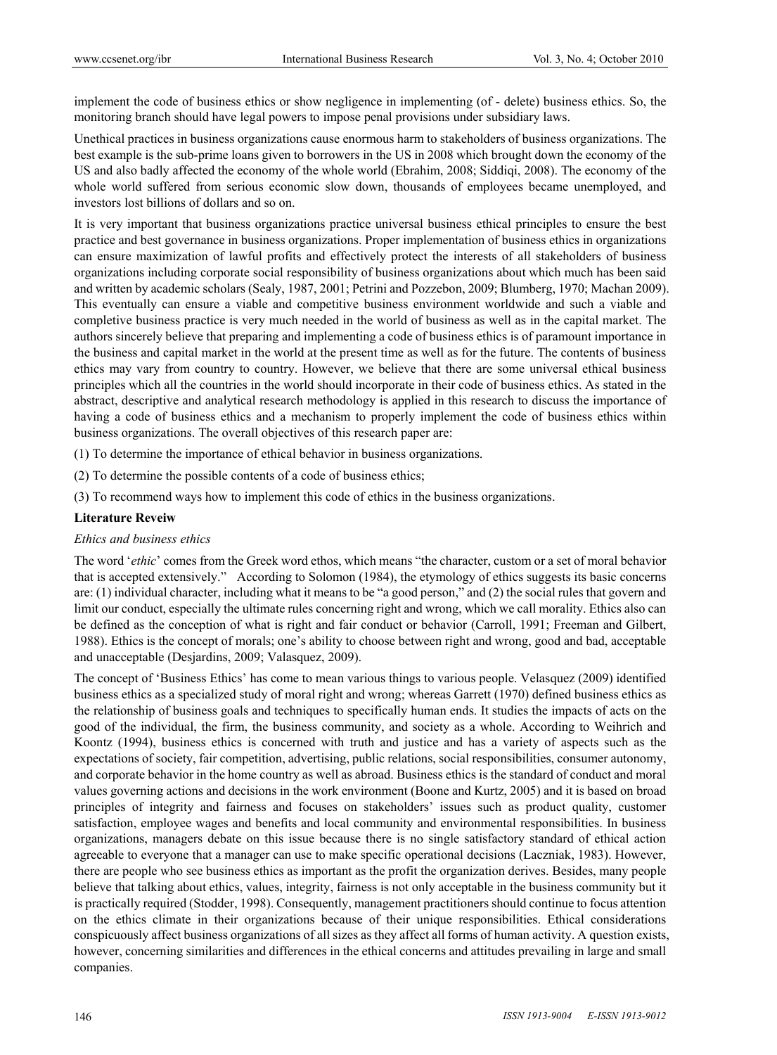implement the code of business ethics or show negligence in implementing (of - delete) business ethics. So, the monitoring branch should have legal powers to impose penal provisions under subsidiary laws.

Unethical practices in business organizations cause enormous harm to stakeholders of business organizations. The best example is the sub-prime loans given to borrowers in the US in 2008 which brought down the economy of the US and also badly affected the economy of the whole world (Ebrahim, 2008; Siddiqi, 2008). The economy of the whole world suffered from serious economic slow down, thousands of employees became unemployed, and investors lost billions of dollars and so on.

It is very important that business organizations practice universal business ethical principles to ensure the best practice and best governance in business organizations. Proper implementation of business ethics in organizations can ensure maximization of lawful profits and effectively protect the interests of all stakeholders of business organizations including corporate social responsibility of business organizations about which much has been said and written by academic scholars (Sealy, 1987, 2001; Petrini and Pozzebon, 2009; Blumberg, 1970; Machan 2009). This eventually can ensure a viable and competitive business environment worldwide and such a viable and completive business practice is very much needed in the world of business as well as in the capital market. The authors sincerely believe that preparing and implementing a code of business ethics is of paramount importance in the business and capital market in the world at the present time as well as for the future. The contents of business ethics may vary from country to country. However, we believe that there are some universal ethical business principles which all the countries in the world should incorporate in their code of business ethics. As stated in the abstract, descriptive and analytical research methodology is applied in this research to discuss the importance of having a code of business ethics and a mechanism to properly implement the code of business ethics within business organizations. The overall objectives of this research paper are:

(1) To determine the importance of ethical behavior in business organizations.

(2) To determine the possible contents of a code of business ethics;

(3) To recommend ways how to implement this code of ethics in the business organizations.

## Literature Reveiw

### *Ethics and business ethics*

The word '*ethic*' comes from the Greek word ethos, which means "the character, custom or a set of moral behavior that is accepted extensively." According to Solomon (1984), the etymology of ethics suggests its basic concerns are: (1) individual character, including what it means to be "a good person," and (2) the social rules that govern and limit our conduct, especially the ultimate rules concerning right and wrong, which we call morality. Ethics also can be defined as the conception of what is right and fair conduct or behavior (Carroll, 1991; Freeman and Gilbert, 1988). Ethics is the concept of morals; one's ability to choose between right and wrong, good and bad, acceptable and unacceptable (Desjardins, 2009; Valasquez, 2009).

The concept of 'Business Ethics' has come to mean various things to various people. Velasquez (2009) identified business ethics as a specialized study of moral right and wrong; whereas Garrett (1970) defined business ethics as the relationship of business goals and techniques to specifically human ends. It studies the impacts of acts on the good of the individual, the firm, the business community, and society as a whole. According to Weihrich and Koontz (1994), business ethics is concerned with truth and justice and has a variety of aspects such as the expectations of society, fair competition, advertising, public relations, social responsibilities, consumer autonomy, and corporate behavior in the home country as well as abroad. Business ethics is the standard of conduct and moral values governing actions and decisions in the work environment (Boone and Kurtz, 2005) and it is based on broad principles of integrity and fairness and focuses on stakeholders' issues such as product quality, customer satisfaction, employee wages and benefits and local community and environmental responsibilities. In business organizations, managers debate on this issue because there is no single satisfactory standard of ethical action agreeable to everyone that a manager can use to make specific operational decisions (Laczniak, 1983). However, there are people who see business ethics as important as the profit the organization derives. Besides, many people believe that talking about ethics, values, integrity, fairness is not only acceptable in the business community but it is practically required (Stodder, 1998). Consequently, management practitioners should continue to focus attention on the ethics climate in their organizations because of their unique responsibilities. Ethical considerations conspicuously affect business organizations of all sizes as they affect all forms of human activity. A question exists, however, concerning similarities and differences in the ethical concerns and attitudes prevailing in large and small companies.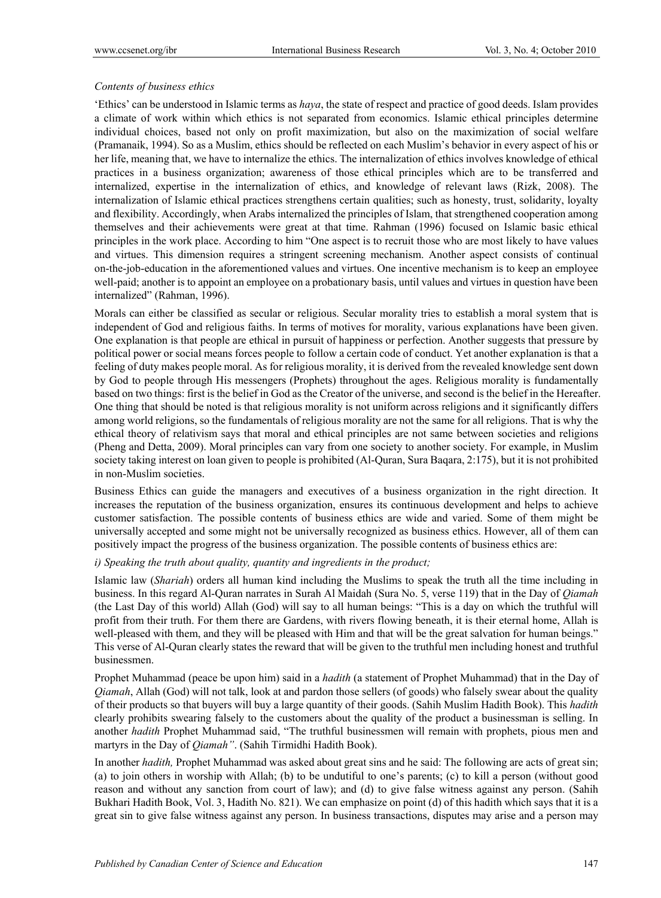*Contents of business ethics*

'Ethics' can be understood in Islamic terms as *haya*, the state of respect and practice of good deeds. Islam provides a climate of work within which ethics is not separated from economics. Islamic ethical principles determine individual choices, based not only on profit maximization, but also on the maximization of social welfare (Pramanaik, 1994). So as a Muslim, ethics should be reflected on each Muslim's behavior in every aspect of his or her life, meaning that, we have to internalize the ethics. The internalization of ethics involves knowledge of ethical practices in a business organization; awareness of those ethical principles which are to be transferred and internalized, expertise in the internalization of ethics, and knowledge of relevant laws (Rizk, 2008). The internalization of Islamic ethical practices strengthens certain qualities; such as honesty, trust, solidarity, loyalty and flexibility. Accordingly, when Arabs internalized the principles of Islam, that strengthened cooperation among themselves and their achievements were great at that time. Rahman (1996) focused on Islamic basic ethical principles in the work place. According to him "One aspect is to recruit those who are most likely to have values and virtues. This dimension requires a stringent screening mechanism. Another aspect consists of continual on-the-job-education in the aforementioned values and virtues. One incentive mechanism is to keep an employee well-paid; another is to appoint an employee on a probationary basis, until values and virtues in question have been internalized" (Rahman, 1996).

Morals can either be classified as secular or religious. Secular morality tries to establish a moral system that is independent of God and religious faiths. In terms of motives for morality, various explanations have been given. One explanation is that people are ethical in pursuit of happiness or perfection. Another suggests that pressure by political power or social means forces people to follow a certain code of conduct. Yet another explanation is that a feeling of duty makes people moral. As for religious morality, it is derived from the revealed knowledge sent down by God to people through His messengers (Prophets) throughout the ages. Religious morality is fundamentally based on two things: first is the belief in God as the Creator of the universe, and second is the belief in the Hereafter. One thing that should be noted is that religious morality is not uniform across religions and it significantly differs among world religions, so the fundamentals of religious morality are not the same for all religions. That is why the ethical theory of relativism says that moral and ethical principles are not same between societies and religions (Pheng and Detta, 2009). Moral principles can vary from one society to another society. For example, in Muslim society taking interest on loan given to people is prohibited (Al-Quran, Sura Baqara, 2:175), but it is not prohibited in non-Muslim societies.

Business Ethics can guide the managers and executives of a business organization in the right direction. It increases the reputation of the business organization, ensures its continuous development and helps to achieve customer satisfaction. The possible contents of business ethics are wide and varied. Some of them might be universally accepted and some might not be universally recognized as business ethics. However, all of them can positively impact the progress of the business organization. The possible contents of business ethics are:

*i) Speaking the truth about quality, quantity and ingredients in the product;*

Islamic law (*Shariah*) orders all human kind including the Muslims to speak the truth all the time including in business. In this regard Al-Quran narrates in Surah Al Maidah (Sura No. 5, verse 119) that in the Day of *Qiamah* (the Last Day of this world) Allah (God) will say to all human beings: "This is a day on which the truthful will profit from their truth. For them there are Gardens, with rivers flowing beneath, it is their eternal home, Allah is well-pleased with them, and they will be pleased with Him and that will be the great salvation for human beings." This verse of Al-Quran clearly states the reward that will be given to the truthful men including honest and truthful businessmen.

Prophet Muhammad (peace be upon him) said in a *hadith* (a statement of Prophet Muhammad) that in the Day of *Qiamah*, Allah (God) will not talk, look at and pardon those sellers (of goods) who falsely swear about the quality of their products so that buyers will buy a large quantity of their goods. (Sahih Muslim Hadith Book). This *hadith* clearly prohibits swearing falsely to the customers about the quality of the product a businessman is selling. In another *hadith* Prophet Muhammad said, "The truthful businessmen will remain with prophets, pious men and martyrs in the Day of *Qiamah"*. (Sahih Tirmidhi Hadith Book).

In another *hadith,* Prophet Muhammad was asked about great sins and he said: The following are acts of great sin; (a) to join others in worship with Allah; (b) to be undutiful to one's parents; (c) to kill a person (without good reason and without any sanction from court of law); and (d) to give false witness against any person. (Sahih Bukhari Hadith Book, Vol. 3, Hadith No. 821). We can emphasize on point (d) of this hadith which says that it is a great sin to give false witness against any person. In business transactions, disputes may arise and a person may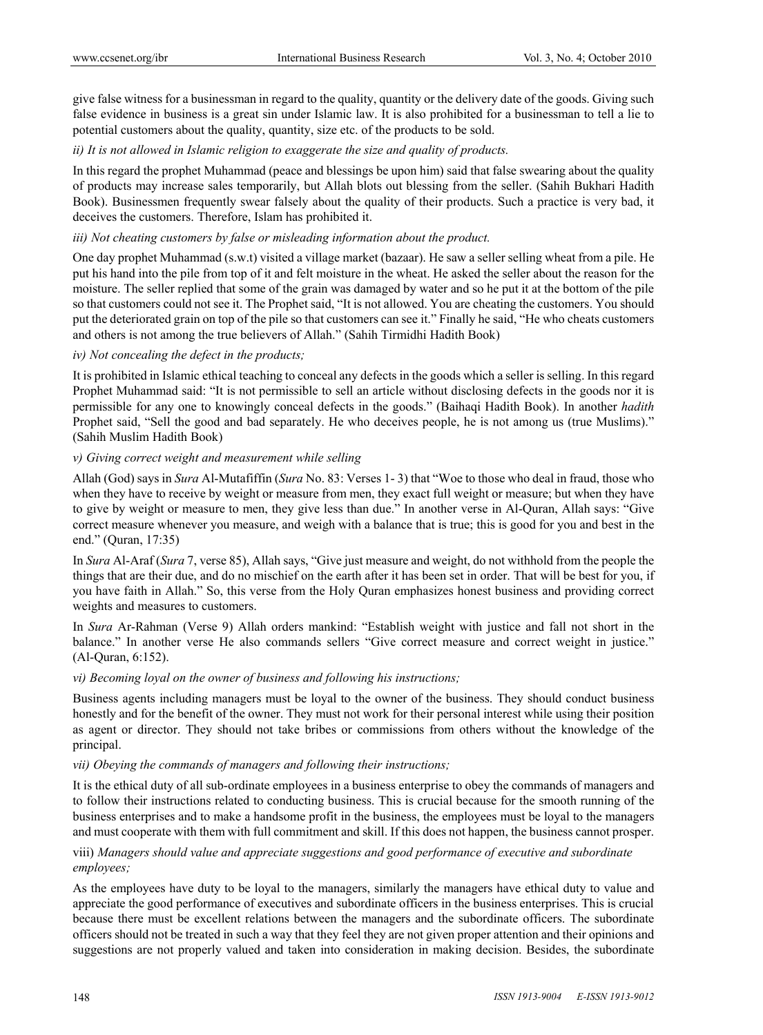give false witness for a businessman in regard to the quality, quantity or the delivery date of the goods. Giving such false evidence in business is a great sin under Islamic law. It is also prohibited for a businessman to tell a lie to potential customers about the quality, quantity, size etc. of the products to be sold.

*ii) It is not allowed in Islamic religion to exaggerate the size and quality of products.*

In this regard the prophet Muhammad (peace and blessings be upon him) said that false swearing about the quality of products may increase sales temporarily, but Allah blots out blessing from the seller. (Sahih Bukhari Hadith Book). Businessmen frequently swear falsely about the quality of their products. Such a practice is very bad, it deceives the customers. Therefore, Islam has prohibited it.

*iii) Not cheating customers by false or misleading information about the product.*

One day prophet Muhammad (s.w.t) visited a village market (bazaar). He saw a seller selling wheat from a pile. He put his hand into the pile from top of it and felt moisture in the wheat. He asked the seller about the reason for the moisture. The seller replied that some of the grain was damaged by water and so he put it at the bottom of the pile so that customers could not see it. The Prophet said, "It is not allowed. You are cheating the customers. You should put the deteriorated grain on top of the pile so that customers can see it." Finally he said, "He who cheats customers and others is not among the true believers of Allah." (Sahih Tirmidhi Hadith Book)

*iv) Not concealing the defect in the products;*

It is prohibited in Islamic ethical teaching to conceal any defects in the goods which a seller is selling. In this regard Prophet Muhammad said: "It is not permissible to sell an article without disclosing defects in the goods nor it is permissible for any one to knowingly conceal defects in the goods." (Baihaqi Hadith Book). In another *hadith* Prophet said, "Sell the good and bad separately. He who deceives people, he is not among us (true Muslims)." (Sahih Muslim Hadith Book)

*v) Giving correct weight and measurement while selling*

Allah (God) says in *Sura* Al-Mutafiffin (*Sura* No. 83: Verses 1- 3) that "Woe to those who deal in fraud, those who when they have to receive by weight or measure from men, they exact full weight or measure; but when they have to give by weight or measure to men, they give less than due." In another verse in Al-Quran, Allah says: "Give correct measure whenever you measure, and weigh with a balance that is true; this is good for you and best in the end." (Quran, 17:35)

In *Sura* Al-Araf (*Sura* 7, verse 85), Allah says, "Give just measure and weight, do not withhold from the people the things that are their due, and do no mischief on the earth after it has been set in order. That will be best for you, if you have faith in Allah." So, this verse from the Holy Quran emphasizes honest business and providing correct weights and measures to customers.

In *Sura* Ar-Rahman (Verse 9) Allah orders mankind: "Establish weight with justice and fall not short in the balance." In another verse He also commands sellers "Give correct measure and correct weight in justice." (Al-Quran, 6:152).

*vi) Becoming loyal on the owner of business and following his instructions;*

Business agents including managers must be loyal to the owner of the business. They should conduct business honestly and for the benefit of the owner. They must not work for their personal interest while using their position as agent or director. They should not take bribes or commissions from others without the knowledge of the principal.

*vii) Obeying the commands of managers and following their instructions;*

It is the ethical duty of all sub-ordinate employees in a business enterprise to obey the commands of managers and to follow their instructions related to conducting business. This is crucial because for the smooth running of the business enterprises and to make a handsome profit in the business, the employees must be loyal to the managers and must cooperate with them with full commitment and skill. If this does not happen, the business cannot prosper.

viii) *Managers should value and appreciate suggestions and good performance of executive and subordinate employees;*

As the employees have duty to be loyal to the managers, similarly the managers have ethical duty to value and appreciate the good performance of executives and subordinate officers in the business enterprises. This is crucial because there must be excellent relations between the managers and the subordinate officers. The subordinate officers should not be treated in such a way that they feel they are not given proper attention and their opinions and suggestions are not properly valued and taken into consideration in making decision. Besides, the subordinate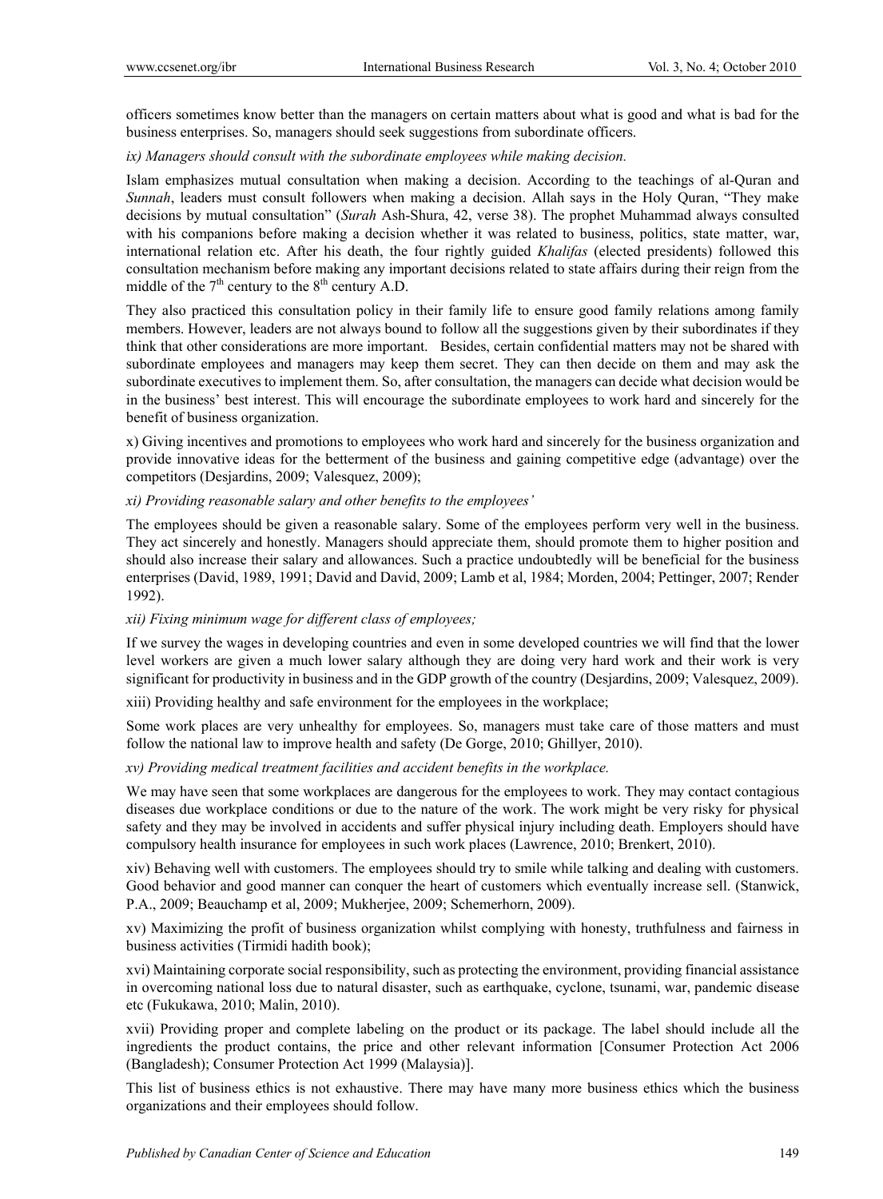officers sometimes know better than the managers on certain matters about what is good and what is bad for the business enterprises. So, managers should seek suggestions from subordinate officers.

*ix) Managers should consult with the subordinate employees while making decision.*

Islam emphasizes mutual consultation when making a decision. According to the teachings of al-Quran and *Sunnah*, leaders must consult followers when making a decision. Allah says in the Holy Quran, "They make decisions by mutual consultation" (*Surah* Ash-Shura, 42, verse 38). The prophet Muhammad always consulted with his companions before making a decision whether it was related to business, politics, state matter, war, international relation etc. After his death, the four rightly guided *Khalifas* (elected presidents) followed this consultation mechanism before making any important decisions related to state affairs during their reign from the middle of the 7th century to the 8th century A.D.

They also practiced this consultation policy in their family life to ensure good family relations among family members. However, leaders are not always bound to follow all the suggestions given by their subordinates if they think that other considerations are more important. Besides, certain confidential matters may not be shared with subordinate employees and managers may keep them secret. They can then decide on them and may ask the subordinate executives to implement them. So, after consultation, the managers can decide what decision would be in the business' best interest. This will encourage the subordinate employees to work hard and sincerely for the benefit of business organization.

x) Giving incentives and promotions to employees who work hard and sincerely for the business organization and provide innovative ideas for the betterment of the business and gaining competitive edge (advantage) over the competitors (Desjardins, 2009; Valesquez, 2009);

*xi) Providing reasonable salary and other benefits to the employees'*

The employees should be given a reasonable salary. Some of the employees perform very well in the business. They act sincerely and honestly. Managers should appreciate them, should promote them to higher position and should also increase their salary and allowances. Such a practice undoubtedly will be beneficial for the business enterprises (David, 1989, 1991; David and David, 2009; Lamb et al, 1984; Morden, 2004; Pettinger, 2007; Render 1992).

*xii) Fixing minimum wage for different class of employees;*

If we survey the wages in developing countries and even in some developed countries we will find that the lower level workers are given a much lower salary although they are doing very hard work and their work is very significant for productivity in business and in the GDP growth of the country (Desjardins, 2009; Valesquez, 2009).

xiii) Providing healthy and safe environment for the employees in the workplace;

Some work places are very unhealthy for employees. So, managers must take care of those matters and must follow the national law to improve health and safety (De Gorge, 2010; Ghillyer, 2010).

*xv) Providing medical treatment facilities and accident benefits in the workplace.*

We may have seen that some workplaces are dangerous for the employees to work. They may contact contagious diseases due workplace conditions or due to the nature of the work. The work might be very risky for physical safety and they may be involved in accidents and suffer physical injury including death. Employers should have compulsory health insurance for employees in such work places (Lawrence, 2010; Brenkert, 2010).

xiv) Behaving well with customers. The employees should try to smile while talking and dealing with customers. Good behavior and good manner can conquer the heart of customers which eventually increase sell. (Stanwick, P.A., 2009; Beauchamp et al, 2009; Mukherjee, 2009; Schemerhorn, 2009).

xv) Maximizing the profit of business organization whilst complying with honesty, truthfulness and fairness in business activities (Tirmidi hadith book);

xvi) Maintaining corporate social responsibility, such as protecting the environment, providing financial assistance in overcoming national loss due to natural disaster, such as earthquake, cyclone, tsunami, war, pandemic disease etc (Fukukawa, 2010; Malin, 2010).

xvii) Providing proper and complete labeling on the product or its package. The label should include all the ingredients the product contains, the price and other relevant information [Consumer Protection Act 2006 (Bangladesh); Consumer Protection Act 1999 (Malaysia)].

This list of business ethics is not exhaustive. There may have many more business ethics which the business organizations and their employees should follow.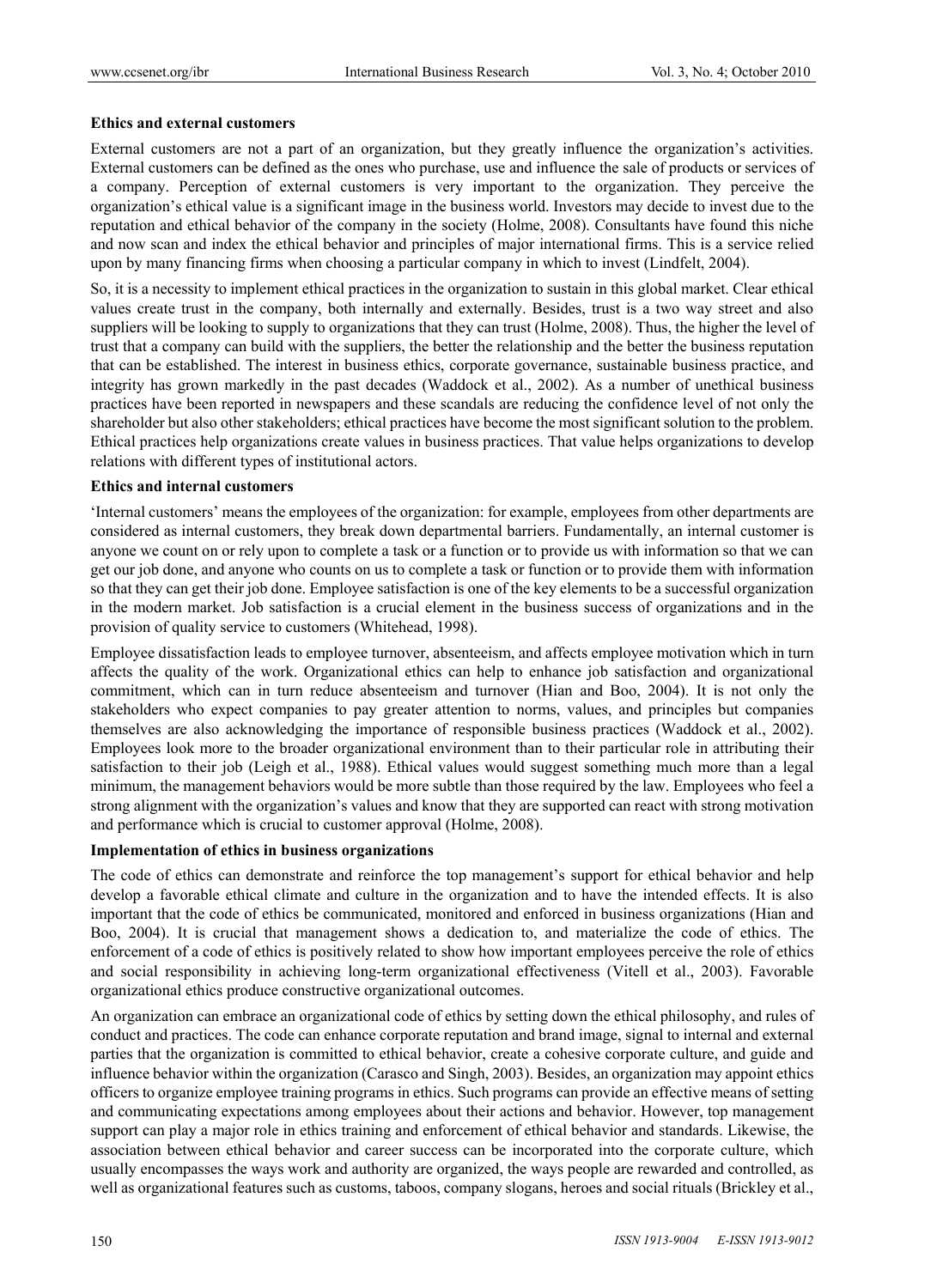### Ethics and external customers

External customers are not a part of an organization, but they greatly influence the organization's activities. External customers can be defined as the ones who purchase, use and influence the sale of products or services of a company. Perception of external customers is very important to the organization. They perceive the organization's ethical value is a significant image in the business world. Investors may decide to invest due to the reputation and ethical behavior of the company in the society (Holme, 2008). Consultants have found this niche and now scan and index the ethical behavior and principles of major international firms. This is a service relied upon by many financing firms when choosing a particular company in which to invest (Lindfelt, 2004).

So, it is a necessity to implement ethical practices in the organization to sustain in this global market. Clear ethical values create trust in the company, both internally and externally. Besides, trust is a two way street and also suppliers will be looking to supply to organizations that they can trust (Holme, 2008). Thus, the higher the level of trust that a company can build with the suppliers, the better the relationship and the better the business reputation that can be established. The interest in business ethics, corporate governance, sustainable business practice, and integrity has grown markedly in the past decades (Waddock et al., 2002). As a number of unethical business practices have been reported in newspapers and these scandals are reducing the confidence level of not only the shareholder but also other stakeholders; ethical practices have become the most significant solution to the problem. Ethical practices help organizations create values in business practices. That value helps organizations to develop relations with different types of institutional actors.

### Ethics and internal customers

'Internal customers' means the employees of the organization: for example, employees from other departments are considered as internal customers, they break down departmental barriers. Fundamentally, an internal customer is anyone we count on or rely upon to complete a task or a function or to provide us with information so that we can get our job done, and anyone who counts on us to complete a task or function or to provide them with information so that they can get their job done. Employee satisfaction is one of the key elements to be a successful organization in the modern market. Job satisfaction is a crucial element in the business success of organizations and in the provision of quality service to customers (Whitehead, 1998).

Employee dissatisfaction leads to employee turnover, absenteeism, and affects employee motivation which in turn affects the quality of the work. Organizational ethics can help to enhance job satisfaction and organizational commitment, which can in turn reduce absenteeism and turnover (Hian and Boo, 2004). It is not only the stakeholders who expect companies to pay greater attention to norms, values, and principles but companies themselves are also acknowledging the importance of responsible business practices (Waddock et al., 2002). Employees look more to the broader organizational environment than to their particular role in attributing their satisfaction to their job (Leigh et al., 1988). Ethical values would suggest something much more than a legal minimum, the management behaviors would be more subtle than those required by the law. Employees who feel a strong alignment with the organization's values and know that they are supported can react with strong motivation and performance which is crucial to customer approval (Holme, 2008).

### Implementation of ethics in business organizations

The code of ethics can demonstrate and reinforce the top management's support for ethical behavior and help develop a favorable ethical climate and culture in the organization and to have the intended effects. It is also important that the code of ethics be communicated, monitored and enforced in business organizations (Hian and Boo, 2004). It is crucial that management shows a dedication to, and materialize the code of ethics. The enforcement of a code of ethics is positively related to show how important employees perceive the role of ethics and social responsibility in achieving long-term organizational effectiveness (Vitell et al., 2003). Favorable organizational ethics produce constructive organizational outcomes.

An organization can embrace an organizational code of ethics by setting down the ethical philosophy, and rules of conduct and practices. The code can enhance corporate reputation and brand image, signal to internal and external parties that the organization is committed to ethical behavior, create a cohesive corporate culture, and guide and influence behavior within the organization (Carasco and Singh, 2003). Besides, an organization may appoint ethics officers to organize employee training programs in ethics. Such programs can provide an effective means of setting and communicating expectations among employees about their actions and behavior. However, top management support can play a major role in ethics training and enforcement of ethical behavior and standards. Likewise, the association between ethical behavior and career success can be incorporated into the corporate culture, which usually encompasses the ways work and authority are organized, the ways people are rewarded and controlled, as well as organizational features such as customs, taboos, company slogans, heroes and social rituals (Brickley et al.,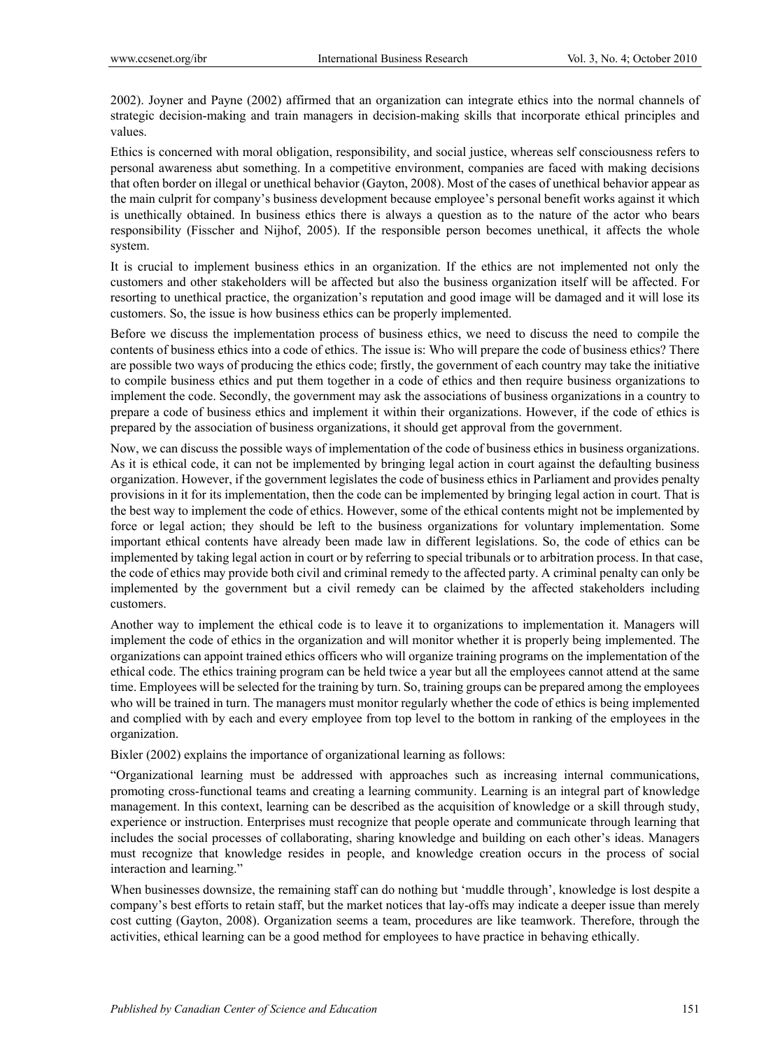2002). Joyner and Payne (2002) affirmed that an organization can integrate ethics into the normal channels of strategic decision-making and train managers in decision-making skills that incorporate ethical principles and values.

Ethics is concerned with moral obligation, responsibility, and social justice, whereas self consciousness refers to personal awareness abut something. In a competitive environment, companies are faced with making decisions that often border on illegal or unethical behavior (Gayton, 2008). Most of the cases of unethical behavior appear as the main culprit for company's business development because employee's personal benefit works against it which is unethically obtained. In business ethics there is always a question as to the nature of the actor who bears responsibility (Fisscher and Nijhof, 2005). If the responsible person becomes unethical, it affects the whole system.

It is crucial to implement business ethics in an organization. If the ethics are not implemented not only the customers and other stakeholders will be affected but also the business organization itself will be affected. For resorting to unethical practice, the organization's reputation and good image will be damaged and it will lose its customers. So, the issue is how business ethics can be properly implemented.

Before we discuss the implementation process of business ethics, we need to discuss the need to compile the contents of business ethics into a code of ethics. The issue is: Who will prepare the code of business ethics? There are possible two ways of producing the ethics code; firstly, the government of each country may take the initiative to compile business ethics and put them together in a code of ethics and then require business organizations to implement the code. Secondly, the government may ask the associations of business organizations in a country to prepare a code of business ethics and implement it within their organizations. However, if the code of ethics is prepared by the association of business organizations, it should get approval from the government.

Now, we can discuss the possible ways of implementation of the code of business ethics in business organizations. As it is ethical code, it can not be implemented by bringing legal action in court against the defaulting business organization. However, if the government legislates the code of business ethics in Parliament and provides penalty provisions in it for its implementation, then the code can be implemented by bringing legal action in court. That is the best way to implement the code of ethics. However, some of the ethical contents might not be implemented by force or legal action; they should be left to the business organizations for voluntary implementation. Some important ethical contents have already been made law in different legislations. So, the code of ethics can be implemented by taking legal action in court or by referring to special tribunals or to arbitration process. In that case, the code of ethics may provide both civil and criminal remedy to the affected party. A criminal penalty can only be implemented by the government but a civil remedy can be claimed by the affected stakeholders including customers.

Another way to implement the ethical code is to leave it to organizations to implementation it. Managers will implement the code of ethics in the organization and will monitor whether it is properly being implemented. The organizations can appoint trained ethics officers who will organize training programs on the implementation of the ethical code. The ethics training program can be held twice a year but all the employees cannot attend at the same time. Employees will be selected for the training by turn. So, training groups can be prepared among the employees who will be trained in turn. The managers must monitor regularly whether the code of ethics is being implemented and complied with by each and every employee from top level to the bottom in ranking of the employees in the organization.

Bixler (2002) explains the importance of organizational learning as follows:

"Organizational learning must be addressed with approaches such as increasing internal communications, promoting cross-functional teams and creating a learning community. Learning is an integral part of knowledge management. In this context, learning can be described as the acquisition of knowledge or a skill through study, experience or instruction. Enterprises must recognize that people operate and communicate through learning that includes the social processes of collaborating, sharing knowledge and building on each other's ideas. Managers must recognize that knowledge resides in people, and knowledge creation occurs in the process of social interaction and learning."

When businesses downsize, the remaining staff can do nothing but 'muddle through', knowledge is lost despite a company's best efforts to retain staff, but the market notices that lay-offs may indicate a deeper issue than merely cost cutting (Gayton, 2008). Organization seems a team, procedures are like teamwork. Therefore, through the activities, ethical learning can be a good method for employees to have practice in behaving ethically.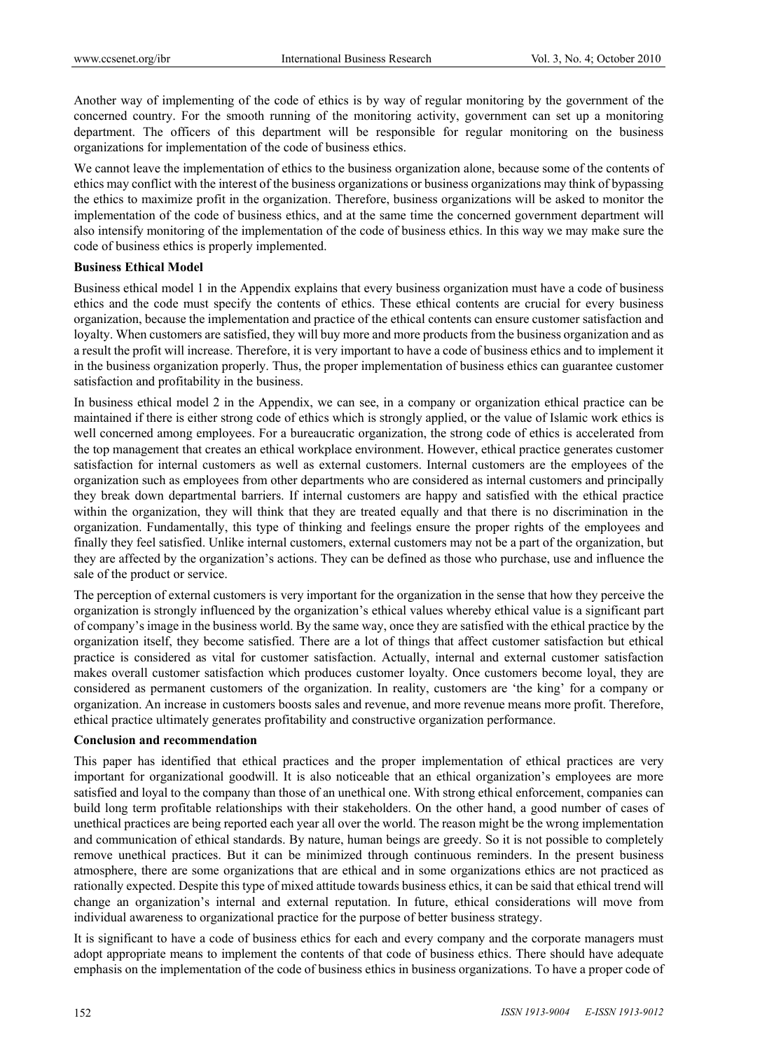Another way of implementing of the code of ethics is by way of regular monitoring by the government of the concerned country. For the smooth running of the monitoring activity, government can set up a monitoring department. The officers of this department will be responsible for regular monitoring on the business organizations for implementation of the code of business ethics.

We cannot leave the implementation of ethics to the business organization alone, because some of the contents of ethics may conflict with the interest of the business organizations or business organizations may think of bypassing the ethics to maximize profit in the organization. Therefore, business organizations will be asked to monitor the implementation of the code of business ethics, and at the same time the concerned government department will also intensify monitoring of the implementation of the code of business ethics. In this way we may make sure the code of business ethics is properly implemented.

**Business Ethical Model**

Business ethical model 1 in the Appendix explains that every business organization must have a code of business ethics and the code must specify the contents of ethics. These ethical contents are crucial for every business organization, because the implementation and practice of the ethical contents can ensure customer satisfaction and loyalty. When customers are satisfied, they will buy more and more products from the business organization and as a result the profit will increase. Therefore, it is very important to have a code of business ethics and to implement it in the business organization properly. Thus, the proper implementation of business ethics can guarantee customer satisfaction and profitability in the business.

In business ethical model 2 in the Appendix, we can see, in a company or organization ethical practice can be maintained if there is either strong code of ethics which is strongly applied, or the value of Islamic work ethics is well concerned among employees. For a bureaucratic organization, the strong code of ethics is accelerated from the top management that creates an ethical workplace environment. However, ethical practice generates customer satisfaction for internal customers as well as external customers. Internal customers are the employees of the organization such as employees from other departments who are considered as internal customers and principally they break down departmental barriers. If internal customers are happy and satisfied with the ethical practice within the organization, they will think that they are treated equally and that there is no discrimination in the organization. Fundamentally, this type of thinking and feelings ensure the proper rights of the employees and finally they feel satisfied. Unlike internal customers, external customers may not be a part of the organization, but they are affected by the organization's actions. They can be defined as those who purchase, use and influence the sale of the product or service.

The perception of external customers is very important for the organization in the sense that how they perceive the organization is strongly influenced by the organization's ethical values whereby ethical value is a significant part of company's image in the business world. By the same way, once they are satisfied with the ethical practice by the organization itself, they become satisfied. There are a lot of things that affect customer satisfaction but ethical practice is considered as vital for customer satisfaction. Actually, internal and external customer satisfaction makes overall customer satisfaction which produces customer loyalty. Once customers become loyal, they are considered as permanent customers of the organization. In reality, customers are 'the king' for a company or organization. An increase in customers boosts sales and revenue, and more revenue means more profit. Therefore, ethical practice ultimately generates profitability and constructive organization performance.

**Conclusion and recommendation**

This paper has identified that ethical practices and the proper implementation of ethical practices are very important for organizational goodwill. It is also noticeable that an ethical organization's employees are more satisfied and loyal to the company than those of an unethical one. With strong ethical enforcement, companies can build long term profitable relationships with their stakeholders. On the other hand, a good number of cases of unethical practices are being reported each year all over the world. The reason might be the wrong implementation and communication of ethical standards. By nature, human beings are greedy. So it is not possible to completely remove unethical practices. But it can be minimized through continuous reminders. In the present business atmosphere, there are some organizations that are ethical and in some organizations ethics are not practiced as rationally expected. Despite this type of mixed attitude towards business ethics, it can be said that ethical trend will change an organization's internal and external reputation. In future, ethical considerations will move from individual awareness to organizational practice for the purpose of better business strategy.

It is significant to have a code of business ethics for each and every company and the corporate managers must adopt appropriate means to implement the contents of that code of business ethics. There should have adequate emphasis on the implementation of the code of business ethics in business organizations. To have a proper code of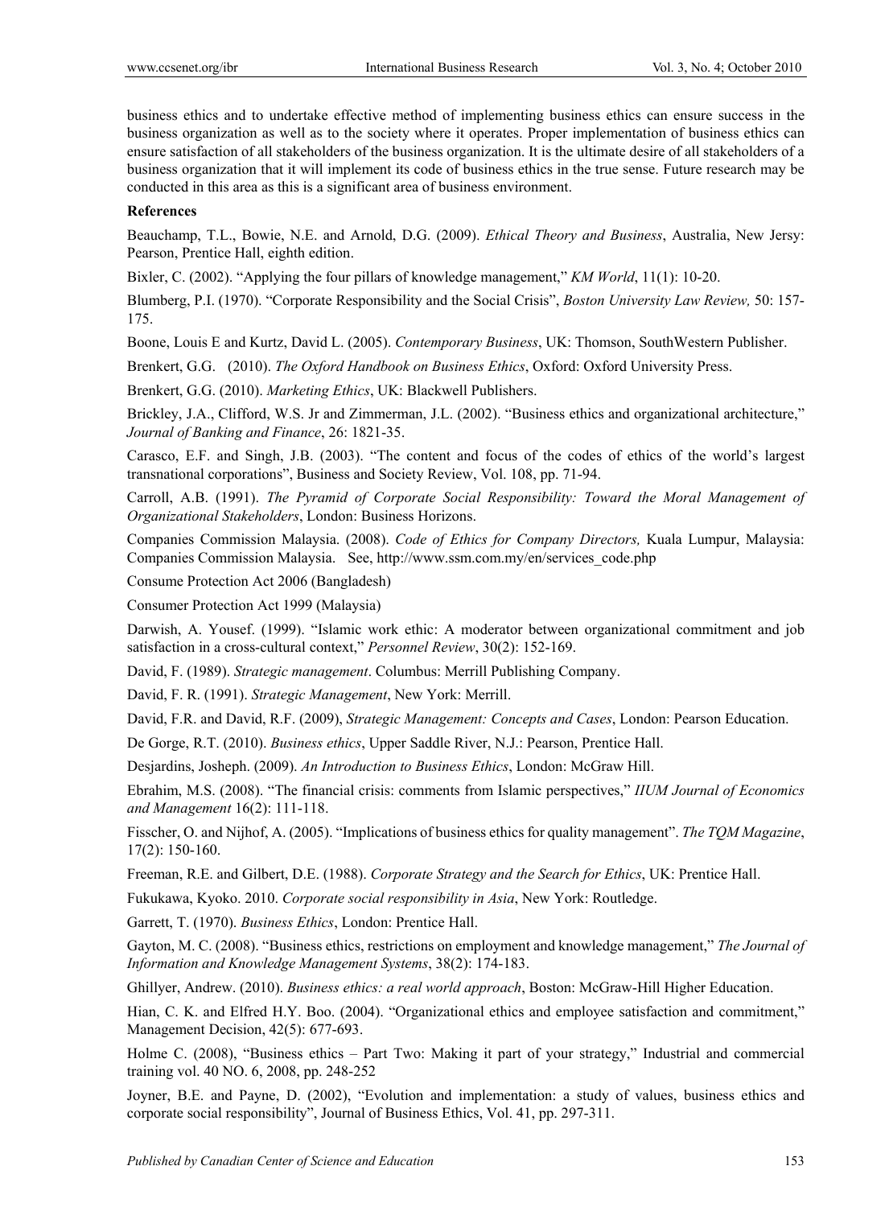business ethics and to undertake effective method of implementing business ethics can ensure success in the business organization as well as to the society where it operates. Proper implementation of business ethics can ensure satisfaction of all stakeholders of the business organization. It is the ultimate desire of all stakeholders of a business organization that it will implement its code of business ethics in the true sense. Future research may be conducted in this area as this is a significant area of business environment.

**References**

Beauchamp, T.L., Bowie, N.E. and Arnold, D.G. (2009). *Ethical Theory and Business*, Australia, New Jersy: Pearson, Prentice Hall, eighth edition.

Bixler, C. (2002). "Applying the four pillars of knowledge management," *KM World*, 11(1): 10-20.

Blumberg, P.I. (1970). "Corporate Responsibility and the Social Crisis", *Boston University Law Review,* 50: 157-175.

Boone, Louis E and Kurtz, David L. (2005). *Contemporary Business*, UK: Thomson, SouthWestern Publisher.

Brenkert, G.G. (2010). *The Oxford Handbook on Business Ethics*, Oxford: Oxford University Press.

Brenkert, G.G. (2010). *Marketing Ethics*, UK: Blackwell Publishers.

Brickley, J.A., Clifford, W.S. Jr and Zimmerman, J.L. (2002). "Business ethics and organizational architecture," *Journal of Banking and Finance*, 26: 1821-35.

Carasco, E.F. and Singh, J.B. (2003). "The content and focus of the codes of ethics of the world's largest transnational corporations", Business and Society Review, Vol. 108, pp. 71-94.

Carroll, A.B. (1991). *The Pyramid of Corporate Social Responsibility: Toward the Moral Management of Organizational Stakeholders*, London: Business Horizons.

Companies Commission Malaysia. (2008). *Code of Ethics for Company Directors,* Kuala Lumpur, Malaysia: Companies Commission Malaysia. See, http://www.ssm.com.my/en/services_code.php

Consume Protection Act 2006 (Bangladesh)

Consumer Protection Act 1999 (Malaysia)

Darwish, A. Yousef. (1999). "Islamic work ethic: A moderator between organizational commitment and job satisfaction in a cross-cultural context," *Personnel Review*, 30(2): 152-169.

David, F. (1989). *Strategic management*. Columbus: Merrill Publishing Company.

David, F. R. (1991). *Strategic Management*, New York: Merrill.

David, F.R. and David, R.F. (2009), *Strategic Management: Concepts and Cases*, London: Pearson Education.

De Gorge, R.T. (2010). *Business ethics*, Upper Saddle River, N.J.: Pearson, Prentice Hall.

Desjardins, Josheph. (2009). *An Introduction to Business Ethics*, London: McGraw Hill.

Ebrahim, M.S. (2008). "The financial crisis: comments from Islamic perspectives," *IIUM Journal of Economics and Management* 16(2): 111-118.

Fisscher, O. and Nijhof, A. (2005). "Implications of business ethics for quality management". *The TQM Magazine*, 17(2): 150-160.

Freeman, R.E. and Gilbert, D.E. (1988). *Corporate Strategy and the Search for Ethics*, UK: Prentice Hall.

Fukukawa, Kyoko. 2010. *Corporate social responsibility in Asia*, New York: Routledge.

Garrett, T. (1970). *Business Ethics*, London: Prentice Hall.

Gayton, M. C. (2008). "Business ethics, restrictions on employment and knowledge management," *The Journal of Information and Knowledge Management Systems*, 38(2): 174-183.

Ghillyer, Andrew. (2010). *Business ethics: a real world approach*, Boston: McGraw-Hill Higher Education.

Hian, C. K. and Elfred H.Y. Boo. (2004). "Organizational ethics and employee satisfaction and commitment," Management Decision, 42(5): 677-693.

Holme C. (2008), "Business ethics – Part Two: Making it part of your strategy," Industrial and commercial training vol. 40 NO. 6, 2008, pp. 248-252

Joyner, B.E. and Payne, D. (2002), "Evolution and implementation: a study of values, business ethics and corporate social responsibility", Journal of Business Ethics, Vol. 41, pp. 297-311.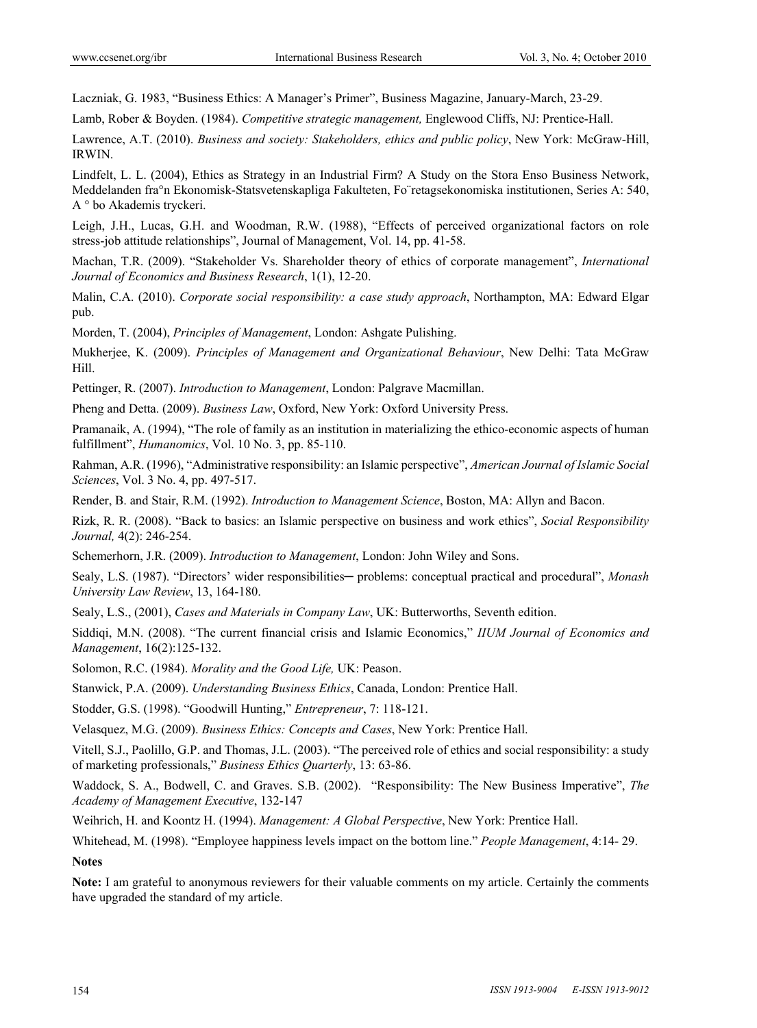Laczniak, G. 1983, "Business Ethics: A Manager's Primer", Business Magazine, January-March, 23-29.

Lamb, Rober & Boyden. (1984). *Competitive strategic management,* Englewood Cliffs, NJ: Prentice-Hall.

Lawrence, A.T. (2010). *Business and society: Stakeholders, ethics and public policy*, New York: McGraw-Hill, IRWIN.

Lindfelt, L. L. (2004), Ethics as Strategy in an Industrial Firm? A Study on the Stora Enso Business Network, Meddelanden fra°n Ekonomisk-Statsvetenskapliga Fakulteten, Fo¨retagsekonomiska institutionen, Series A: 540, A ° bo Akademis tryckeri.

Leigh, J.H., Lucas, G.H. and Woodman, R.W. (1988), "Effects of perceived organizational factors on role stress-job attitude relationships", Journal of Management, Vol. 14, pp. 41-58.

Machan, T.R. (2009). "Stakeholder Vs. Shareholder theory of ethics of corporate management", *International Journal of Economics and Business Research*, 1(1), 12-20.

Malin, C.A. (2010). *Corporate social responsibility: a case study approach*, Northampton, MA: Edward Elgar pub.

Morden, T. (2004), *Principles of Management*, London: Ashgate Pulishing.

Mukherjee, K. (2009). *Principles of Management and Organizational Behaviour*, New Delhi: Tata McGraw Hill.

Pettinger, R. (2007). *Introduction to Management*, London: Palgrave Macmillan.

Pheng and Detta. (2009). *Business Law*, Oxford, New York: Oxford University Press.

Pramanaik, A. (1994), "The role of family as an institution in materializing the ethico-economic aspects of human fulfillment", *Humanomics*, Vol. 10 No. 3, pp. 85-110.

Rahman, A.R. (1996), "Administrative responsibility: an Islamic perspective", *American Journal of Islamic Social Sciences*, Vol. 3 No. 4, pp. 497-517.

Render, B. and Stair, R.M. (1992). *Introduction to Management Science*, Boston, MA: Allyn and Bacon.

Rizk, R. R. (2008). "Back to basics: an Islamic perspective on business and work ethics", *Social Responsibility Journal,* 4(2): 246-254.

Schemerhorn, J.R. (2009). *Introduction to Management*, London: John Wiley and Sons.

Sealy, L.S. (1987). "Directors' wider responsibilities─ problems: conceptual practical and procedural", *Monash University Law Review*, 13, 164-180.

Sealy, L.S., (2001), *Cases and Materials in Company Law*, UK: Butterworths, Seventh edition.

Siddiqi, M.N. (2008). "The current financial crisis and Islamic Economics," *IIUM Journal of Economics and Management*, 16(2):125-132.

Solomon, R.C. (1984). *Morality and the Good Life,* UK: Peason.

Stanwick, P.A. (2009). *Understanding Business Ethics*, Canada, London: Prentice Hall.

Stodder, G.S. (1998). "Goodwill Hunting," *Entrepreneur*, 7: 118-121.

Velasquez, M.G. (2009). *Business Ethics: Concepts and Cases*, New York: Prentice Hall.

Vitell, S.J., Paolillo, G.P. and Thomas, J.L. (2003). "The perceived role of ethics and social responsibility: a study of marketing professionals," *Business Ethics Quarterly*, 13: 63-86.

Waddock, S. A., Bodwell, C. and Graves. S.B. (2002). "Responsibility: The New Business Imperative", *The Academy of Management Executive*, 132-147

Weihrich, H. and Koontz H. (1994). *Management: A Global Perspective*, New York: Prentice Hall.

Whitehead, M. (1998). "Employee happiness levels impact on the bottom line." *People Management*, 4:14- 29.

**Notes**

**Note:** I am grateful to anonymous reviewers for their valuable comments on my article. Certainly the comments have upgraded the standard of my article.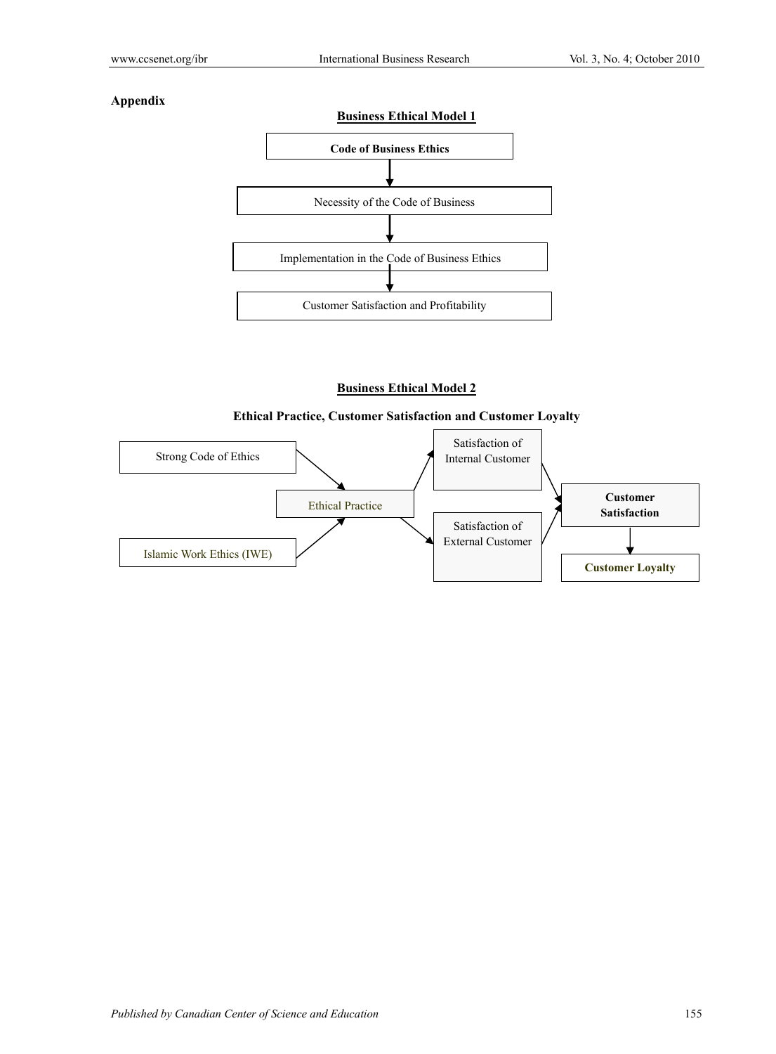## Appendix

**Business Ethical Model 1**

Code of Business Ethics

Necessity of the Code of Business

Implementation in the Code of Business Ethics

Customer Satisfaction and Profitability

**Business Ethical Model 2**

**Ethical Practice, Customer Satisfaction and Customer Loyalty**

Strong Code of Ethics

Islamic Work Ethics (IWE)

Ethical Practice

Satisfaction of Internal Customer

Satisfaction of External Customer

Customer Satisfaction

Customer Loyalty